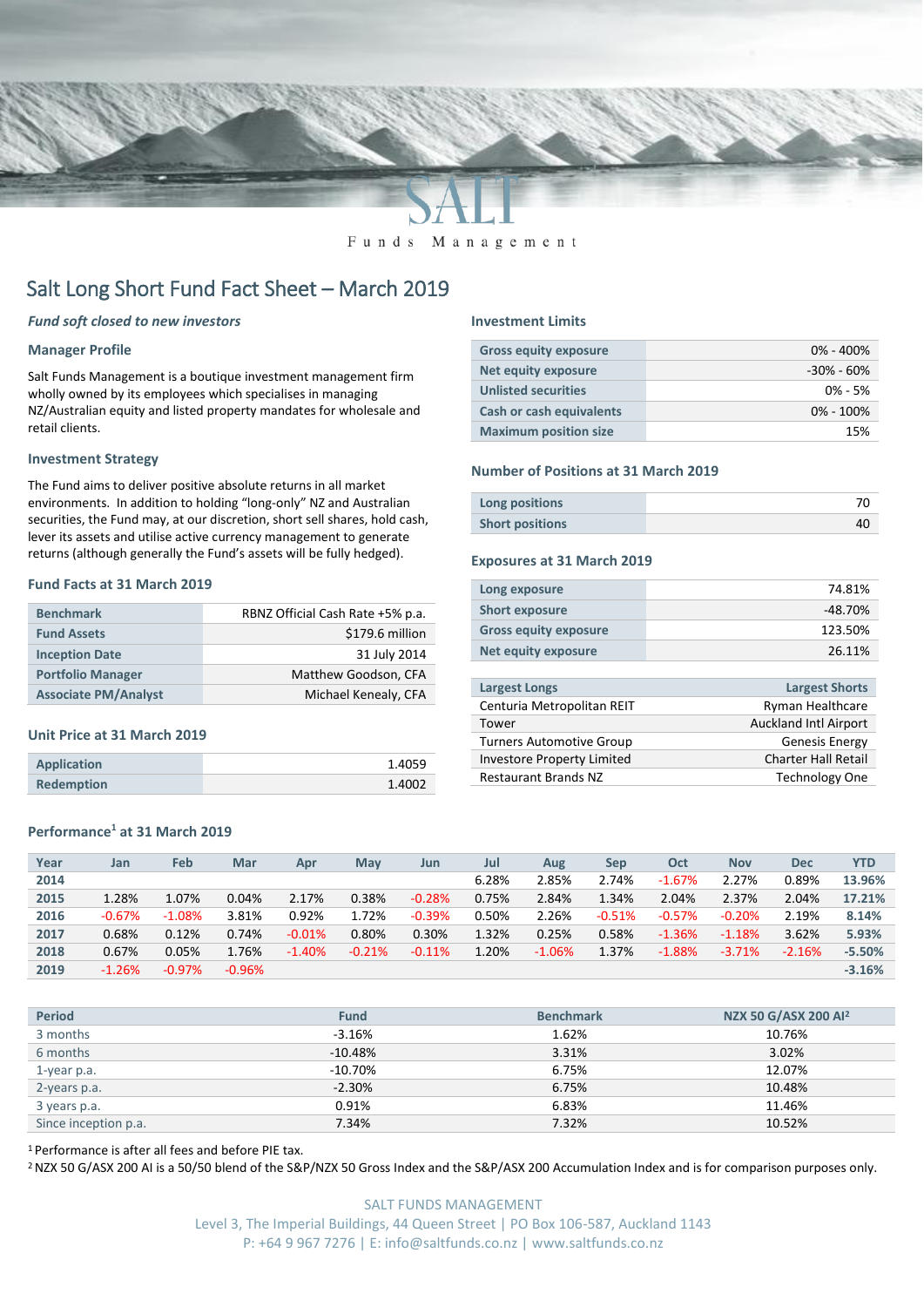# Salt Long Short Fund Fact Sheet – March 2019

*Fund soft closed to new investors*

## Manager Profile

Salt Funds Management is a boutique investment management firm wholly owned by its employees which specialises in managing NZ/Australian equity and listed property mandates for wholesale and retail clients.

## Investment Strategy

The Fund aims to deliver positive absolute returns in all market environments. In addition to holding "long-only" NZ and Australian securities, the Fund may, at our discretion, short sell shares, hold cash, lever its assets and utilise active currency management to generate returns (although generally the Fund's assets will be fully hedged).

## Fund Facts at 31 March 2019

| | |
|---|---|
| Benchmark | RBNZ Official Cash Rate +5% p.a. |
| Fund Assets | $179.6 million |
| Inception Date | 31 July 2014 |
| Portfolio Manager | Matthew Goodson, CFA |
| Associate PM/Analyst | Michael Kenealy, CFA |

## Unit Price at 31 March 2019

| | |
|---|---|
| Application | 1.4059 |
| Redemption | 1.4002 |

## Investment Limits

| | |
|---|---|
| Gross equity exposure | 0% - 400% |
| Net equity exposure | -30% - 60% |
| Unlisted securities | 0% - 5% |
| Cash or cash equivalents | 0% - 100% |
| Maximum position size | 15% |

## Number of Positions at 31 March 2019

| | |
|---|---|
| Long positions | 70 |
| Short positions | 40 |

## Exposures at 31 March 2019

| | |
|---|---|
| Long exposure | 74.81% |
| Short exposure | -48.70% |
| Gross equity exposure | 123.50% |
| Net equity exposure | 26.11% |

| Largest Longs | Largest Shorts |
|---|---|
| Centuria Metropolitan REIT | Ryman Healthcare |
| Tower | Auckland Intl Airport |
| Turners Automotive Group | Genesis Energy |
| Investore Property Limited | Charter Hall Retail |
| Restaurant Brands NZ | Technology One |

## Performance[1] at 31 March 2019

| Year | Jan | Feb | Mar | Apr | May | Jun | Jul | Aug | Sep | Oct | Nov | Dec | YTD |
|---|---|---|---|---|---|---|---|---|---|---|---|---|---|
| 2014 | | | | | | | 6.28% | 2.85% | 2.74% | -1.67% | 2.27% | 0.89% | 13.96% |
| 2015 | 1.28% | 1.07% | 0.04% | 2.17% | 0.38% | -0.28% | 0.75% | 2.84% | 1.34% | 2.04% | 2.37% | 2.04% | 17.21% |
| 2016 | -0.67% | -1.08% | 3.81% | 0.92% | 1.72% | -0.39% | 0.50% | 2.26% | -0.51% | -0.57% | -0.20% | 2.19% | 8.14% |
| 2017 | 0.68% | 0.12% | 0.74% | -0.01% | 0.80% | 0.30% | 1.32% | 0.25% | 0.58% | -1.36% | -1.18% | 3.62% | 5.93% |
| 2018 | 0.67% | 0.05% | 1.76% | -1.40% | -0.21% | -0.11% | 1.20% | -1.06% | 1.37% | -1.88% | -3.71% | -2.16% | -5.50% |
| 2019 | -1.26% | -0.97% | -0.96% | | | | | | | | | | -3.16% |

| Period | Fund | Benchmark | NZX 50 G/ASX 200 AI[2] |
|---|---|---|---|
| 3 months | -3.16% | 1.62% | 10.76% |
| 6 months | -10.48% | 3.31% | 3.02% |
| 1-year p.a. | -10.70% | 6.75% | 12.07% |
| 2-years p.a. | -2.30% | 6.75% | 10.48% |
| 3 years p.a. | 0.91% | 6.83% | 11.46% |
| Since inception p.a. | 7.34% | 7.32% | 10.52% |

[1] Performance is after all fees and before PIE tax.

[2] NZX 50 G/ASX 200 AI is a 50/50 blend of the S&P/NZX 50 Gross Index and the S&P/ASX 200 Accumulation Index and is for comparison purposes only.

SALT FUNDS MANAGEMENT
Level 3, The Imperial Buildings, 44 Queen Street | PO Box 106-587, Auckland 1143
P: +64 9 967 7276 | E: info@saltfunds.co.nz | www.saltfunds.co.nz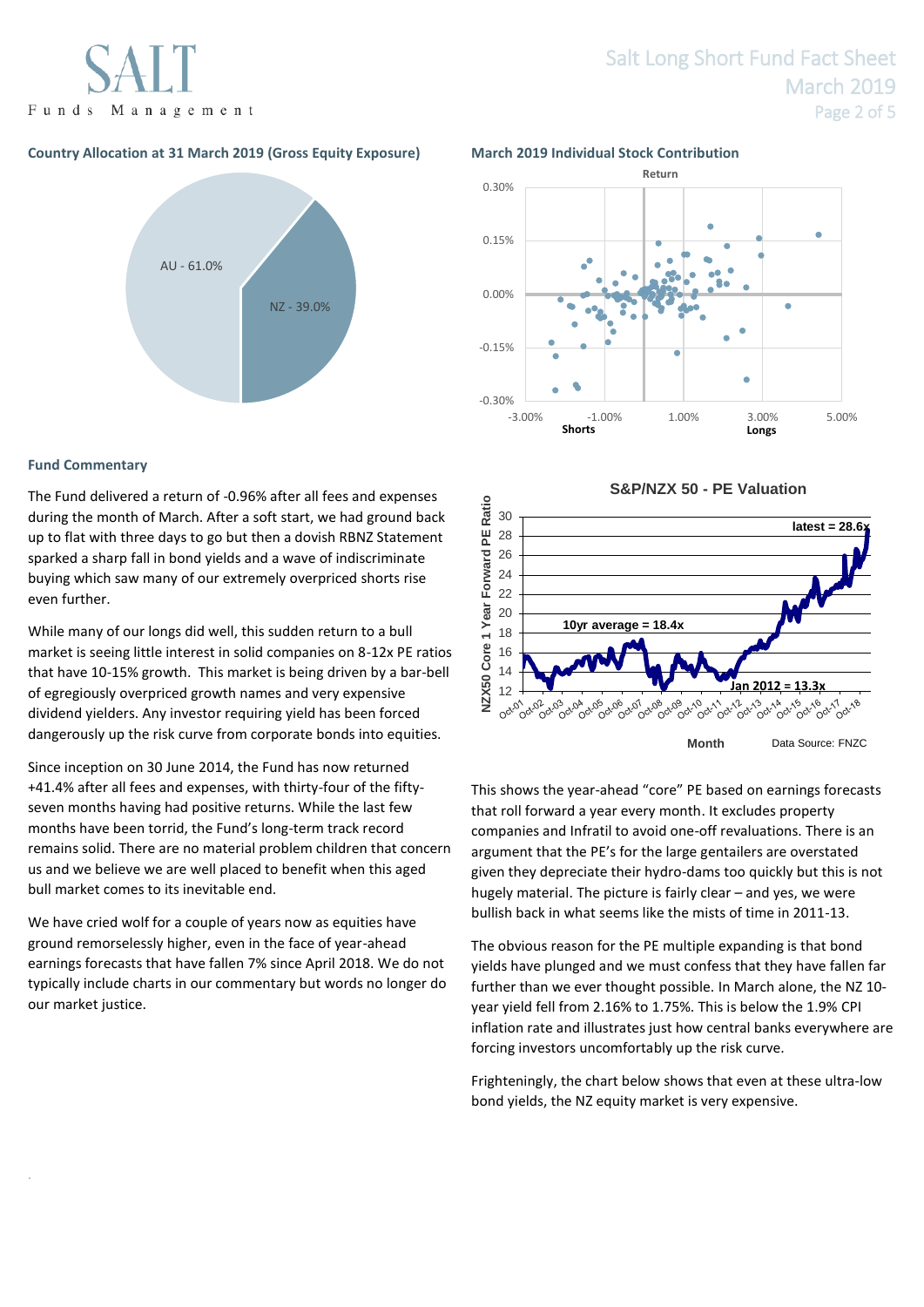### Country Allocation at 31 March 2019 (Gross Equity Exposure)

AU - 61.0%

NZ - 39.0%

### March 2019 Individual Stock Contribution

Return

Shorts

Longs

### Fund Commentary

The Fund delivered a return of -0.96% after all fees and expenses during the month of March. After a soft start, we had ground back up to flat with three days to go but then a dovish RBNZ Statement sparked a sharp fall in bond yields and a wave of indiscriminate buying which saw many of our extremely overpriced shorts rise even further.

While many of our longs did well, this sudden return to a bull market is seeing little interest in solid companies on 8-12x PE ratios that have 10-15% growth. This market is being driven by a bar-bell of egregiously overpriced growth names and very expensive dividend yielders. Any investor requiring yield has been forced dangerously up the risk curve from corporate bonds into equities.

Since inception on 30 June 2014, the Fund has now returned +41.4% after all fees and expenses, with thirty-four of the fifty-seven months having had positive returns. While the last few months have been torrid, the Fund's long-term track record remains solid. There are no material problem children that concern us and we believe we are well placed to benefit when this aged bull market comes to its inevitable end.

We have cried wolf for a couple of years now as equities have ground remorselessly higher, even in the face of year-ahead earnings forecasts that have fallen 7% since April 2018. We do not typically include charts in our commentary but words no longer do our market justice.

**S&P/NZX 50 - PE Valuation**

NZX50 Core 1 Year Forward PE Ratio

latest = 28.6x

10yr average = 18.4x

Jan 2012 = 13.3x

Month

Data Source: FNZC

This shows the year-ahead "core" PE based on earnings forecasts that roll forward a year every month. It excludes property companies and Infratil to avoid one-off revaluations. There is an argument that the PE's for the large gentailers are overstated given they depreciate their hydro-dams too quickly but this is not hugely material. The picture is fairly clear – and yes, we were bullish back in what seems like the mists of time in 2011-13.

The obvious reason for the PE multiple expanding is that bond yields have plunged and we must confess that they have fallen far further than we ever thought possible. In March alone, the NZ 10-year yield fell from 2.16% to 1.75%. This is below the 1.9% CPI inflation rate and illustrates just how central banks everywhere are forcing investors uncomfortably up the risk curve.

Frighteningly, the chart below shows that even at these ultra-low bond yields, the NZ equity market is very expensive.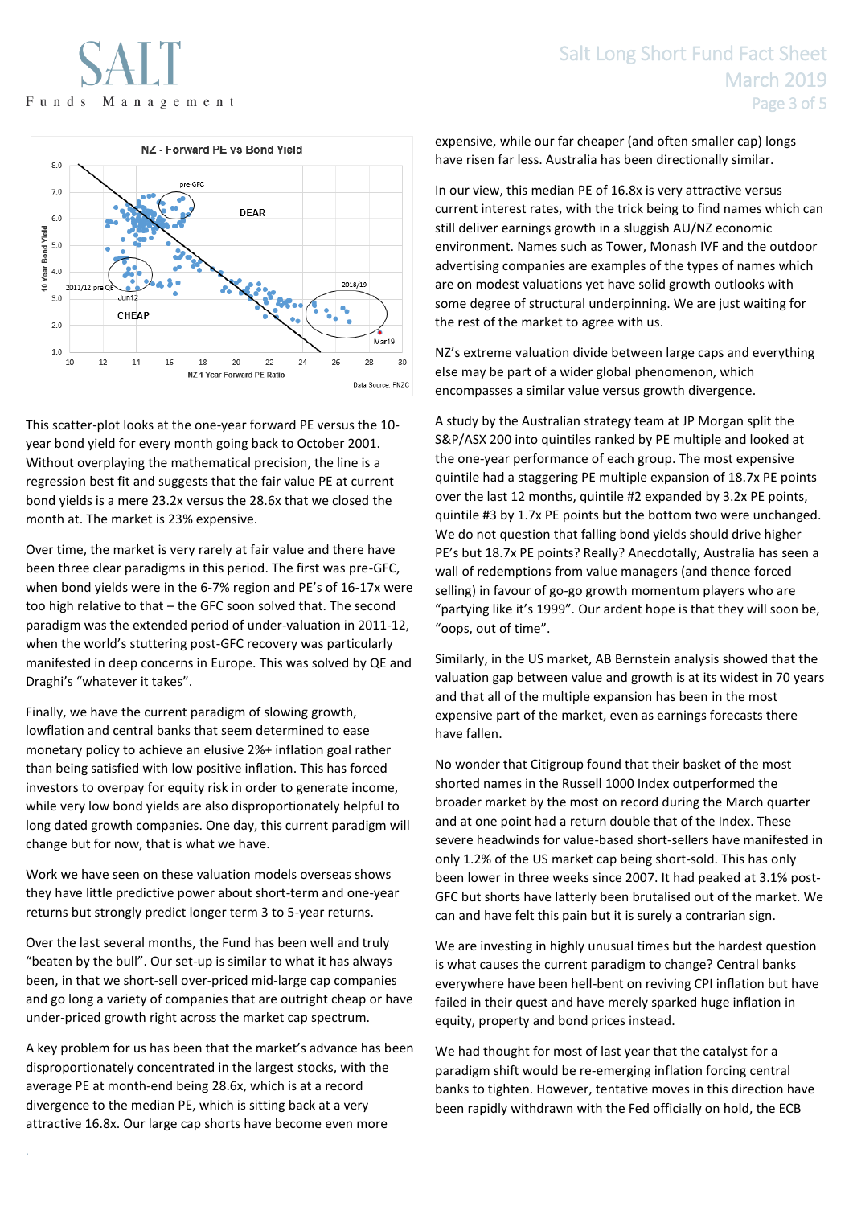This scatter-plot looks at the one-year forward PE versus the 10-year bond yield for every month going back to October 2001. Without overplaying the mathematical precision, the line is a regression best fit and suggests that the fair value PE at current bond yields is a mere 23.2x versus the 28.6x that we closed the month at. The market is 23% expensive.

Over time, the market is very rarely at fair value and there have been three clear paradigms in this period. The first was pre-GFC, when bond yields were in the 6-7% region and PE's of 16-17x were too high relative to that – the GFC soon solved that. The second paradigm was the extended period of under-valuation in 2011-12, when the world's stuttering post-GFC recovery was particularly manifested in deep concerns in Europe. This was solved by QE and Draghi's "whatever it takes".

Finally, we have the current paradigm of slowing growth, lowflation and central banks that seem determined to ease monetary policy to achieve an elusive 2%+ inflation goal rather than being satisfied with low positive inflation. This has forced investors to overpay for equity risk in order to generate income, while very low bond yields are also disproportionately helpful to long dated growth companies. One day, this current paradigm will change but for now, that is what we have.

Work we have seen on these valuation models overseas shows they have little predictive power about short-term and one-year returns but strongly predict longer term 3 to 5-year returns.

Over the last several months, the Fund has been well and truly "beaten by the bull". Our set-up is similar to what it has always been, in that we short-sell over-priced mid-large cap companies and go long a variety of companies that are outright cheap or have under-priced growth right across the market cap spectrum.

A key problem for us has been that the market's advance has been disproportionately concentrated in the largest stocks, with the average PE at month-end being 28.6x, which is at a record divergence to the median PE, which is sitting back at a very attractive 16.8x. Our large cap shorts have become even more expensive, while our far cheaper (and often smaller cap) longs have risen far less. Australia has been directionally similar.

In our view, this median PE of 16.8x is very attractive versus current interest rates, with the trick being to find names which can still deliver earnings growth in a sluggish AU/NZ economic environment. Names such as Tower, Monash IVF and the outdoor advertising companies are examples of the types of names which are on modest valuations yet have solid growth outlooks with some degree of structural underpinning. We are just waiting for the rest of the market to agree with us.

NZ's extreme valuation divide between large caps and everything else may be part of a wider global phenomenon, which encompasses a similar value versus growth divergence.

A study by the Australian strategy team at JP Morgan split the S&P/ASX 200 into quintiles ranked by PE multiple and looked at the one-year performance of each group. The most expensive quintile had a staggering PE multiple expansion of 18.7x PE points over the last 12 months, quintile #2 expanded by 3.2x PE points, quintile #3 by 1.7x PE points but the bottom two were unchanged. We do not question that falling bond yields should drive higher PE's but 18.7x PE points? Really? Anecdotally, Australia has seen a wall of redemptions from value managers (and thence forced selling) in favour of go-go growth momentum players who are "partying like it's 1999". Our ardent hope is that they will soon be, "oops, out of time".

Similarly, in the US market, AB Bernstein analysis showed that the valuation gap between value and growth is at its widest in 70 years and that all of the multiple expansion has been in the most expensive part of the market, even as earnings forecasts there have fallen.

No wonder that Citigroup found that their basket of the most shorted names in the Russell 1000 Index outperformed the broader market by the most on record during the March quarter and at one point had a return double that of the Index. These severe headwinds for value-based short-sellers have manifested in only 1.2% of the US market cap being short-sold. This has only been lower in three weeks since 2007. It had peaked at 3.1% post-GFC but shorts have latterly been brutalised out of the market. We can and have felt this pain but it is surely a contrarian sign.

We are investing in highly unusual times but the hardest question is what causes the current paradigm to change? Central banks everywhere have been hell-bent on reviving CPI inflation but have failed in their quest and have merely sparked huge inflation in equity, property and bond prices instead.

We had thought for most of last year that the catalyst for a paradigm shift would be re-emerging inflation forcing central banks to tighten. However, tentative moves in this direction have been rapidly withdrawn with the Fed officially on hold, the ECB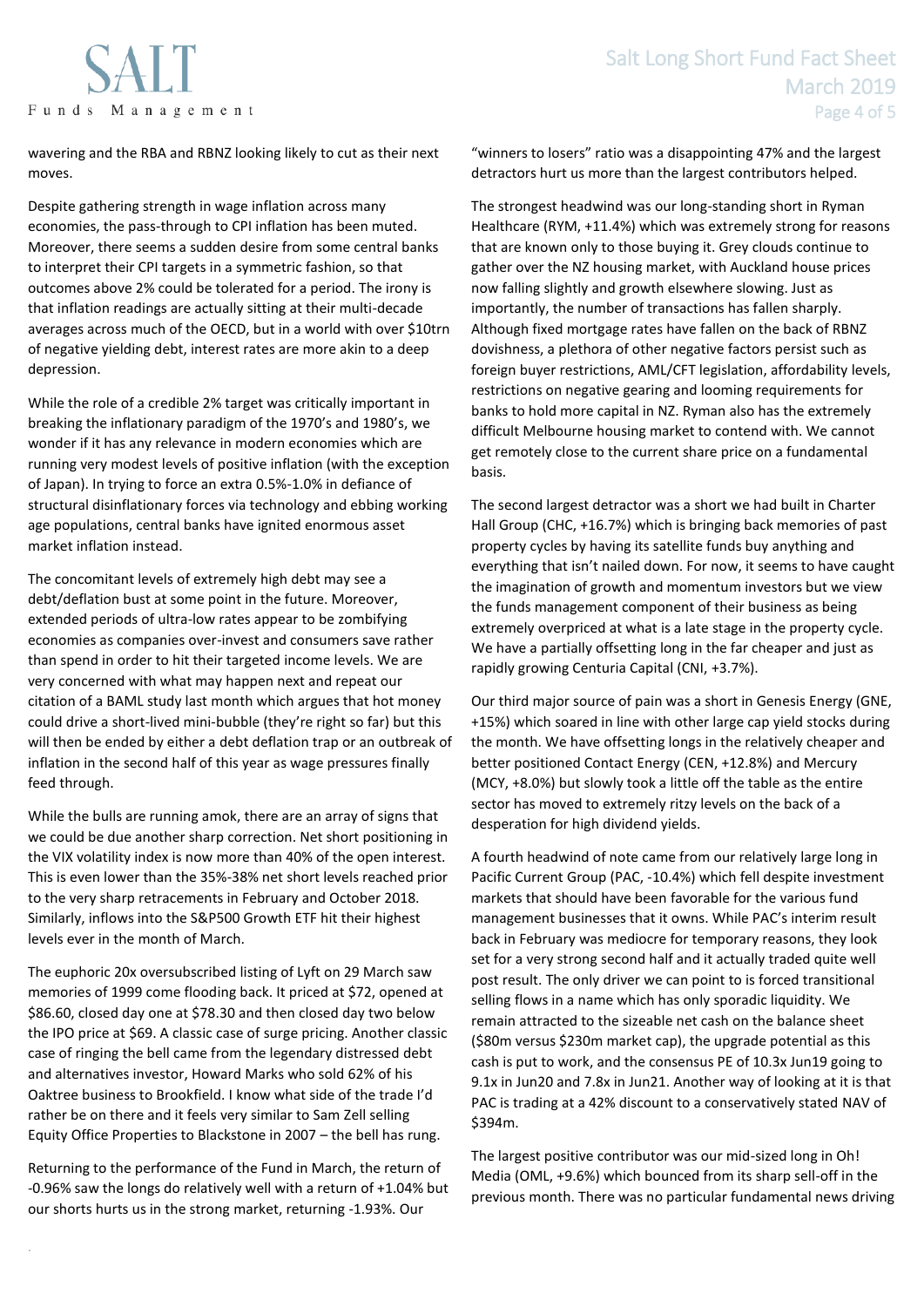wavering and the RBA and RBNZ looking likely to cut as their next moves.

Despite gathering strength in wage inflation across many economies, the pass-through to CPI inflation has been muted. Moreover, there seems a sudden desire from some central banks to interpret their CPI targets in a symmetric fashion, so that outcomes above 2% could be tolerated for a period. The irony is that inflation readings are actually sitting at their multi-decade averages across much of the OECD, but in a world with over $10trn of negative yielding debt, interest rates are more akin to a deep depression.

While the role of a credible 2% target was critically important in breaking the inflationary paradigm of the 1970's and 1980's, we wonder if it has any relevance in modern economies which are running very modest levels of positive inflation (with the exception of Japan). In trying to force an extra 0.5%-1.0% in defiance of structural disinflationary forces via technology and ebbing working age populations, central banks have ignited enormous asset market inflation instead.

The concomitant levels of extremely high debt may see a debt/deflation bust at some point in the future. Moreover, extended periods of ultra-low rates appear to be zombifying economies as companies over-invest and consumers save rather than spend in order to hit their targeted income levels. We are very concerned with what may happen next and repeat our citation of a BAML study last month which argues that hot money could drive a short-lived mini-bubble (they're right so far) but this will then be ended by either a debt deflation trap or an outbreak of inflation in the second half of this year as wage pressures finally feed through.

While the bulls are running amok, there are an array of signs that we could be due another sharp correction. Net short positioning in the VIX volatility index is now more than 40% of the open interest. This is even lower than the 35%-38% net short levels reached prior to the very sharp retracements in February and October 2018. Similarly, inflows into the S&P500 Growth ETF hit their highest levels ever in the month of March.

The euphoric 20x oversubscribed listing of Lyft on 29 March saw memories of 1999 come flooding back. It priced at $72, opened at $86.60, closed day one at $78.30 and then closed day two below the IPO price at $69. A classic case of surge pricing. Another classic case of ringing the bell came from the legendary distressed debt and alternatives investor, Howard Marks who sold 62% of his Oaktree business to Brookfield. I know what side of the trade I'd rather be on there and it feels very similar to Sam Zell selling Equity Office Properties to Blackstone in 2007 – the bell has rung.

Returning to the performance of the Fund in March, the return of -0.96% saw the longs do relatively well with a return of +1.04% but our shorts hurts us in the strong market, returning -1.93%. Our "winners to losers" ratio was a disappointing 47% and the largest detractors hurt us more than the largest contributors helped.

The strongest headwind was our long-standing short in Ryman Healthcare (RYM, +11.4%) which was extremely strong for reasons that are known only to those buying it. Grey clouds continue to gather over the NZ housing market, with Auckland house prices now falling slightly and growth elsewhere slowing. Just as importantly, the number of transactions has fallen sharply. Although fixed mortgage rates have fallen on the back of RBNZ dovishness, a plethora of other negative factors persist such as foreign buyer restrictions, AML/CFT legislation, affordability levels, restrictions on negative gearing and looming requirements for banks to hold more capital in NZ. Ryman also has the extremely difficult Melbourne housing market to contend with. We cannot get remotely close to the current share price on a fundamental basis.

The second largest detractor was a short we had built in Charter Hall Group (CHC, +16.7%) which is bringing back memories of past property cycles by having its satellite funds buy anything and everything that isn't nailed down. For now, it seems to have caught the imagination of growth and momentum investors but we view the funds management component of their business as being extremely overpriced at what is a late stage in the property cycle. We have a partially offsetting long in the far cheaper and just as rapidly growing Centuria Capital (CNI, +3.7%).

Our third major source of pain was a short in Genesis Energy (GNE, +15%) which soared in line with other large cap yield stocks during the month. We have offsetting longs in the relatively cheaper and better positioned Contact Energy (CEN, +12.8%) and Mercury (MCY, +8.0%) but slowly took a little off the table as the entire sector has moved to extremely ritzy levels on the back of a desperation for high dividend yields.

A fourth headwind of note came from our relatively large long in Pacific Current Group (PAC, -10.4%) which fell despite investment markets that should have been favorable for the various fund management businesses that it owns. While PAC's interim result back in February was mediocre for temporary reasons, they look set for a very strong second half and it actually traded quite well post result. The only driver we can point to is forced transitional selling flows in a name which has only sporadic liquidity. We remain attracted to the sizeable net cash on the balance sheet ($80m versus $230m market cap), the upgrade potential as this cash is put to work, and the consensus PE of 10.3x Jun19 going to 9.1x in Jun20 and 7.8x in Jun21. Another way of looking at it is that PAC is trading at a 42% discount to a conservatively stated NAV of $394m.

The largest positive contributor was our mid-sized long in Oh! Media (OML, +9.6%) which bounced from its sharp sell-off in the previous month. There was no particular fundamental news driving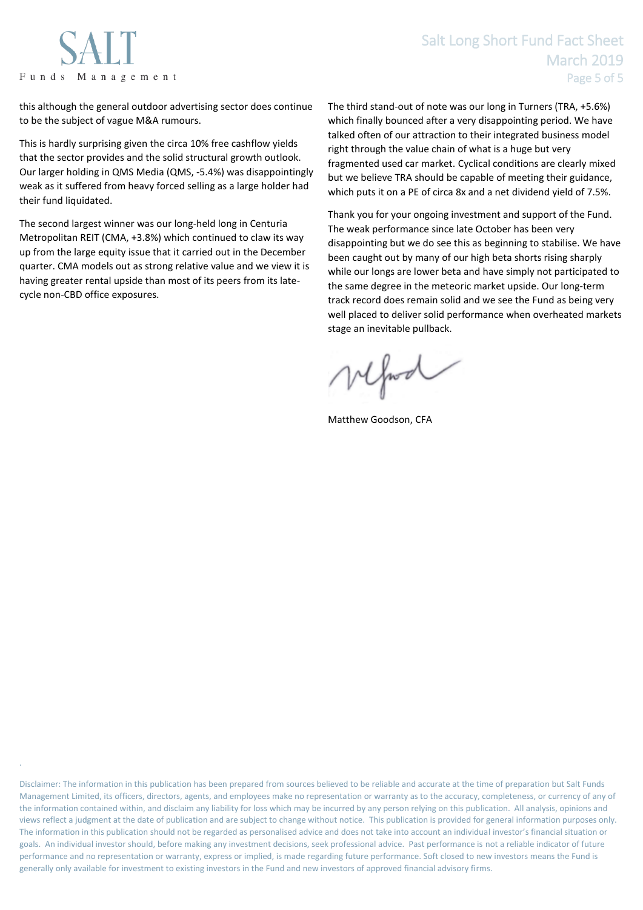this although the general outdoor advertising sector does continue to be the subject of vague M&A rumours.

This is hardly surprising given the circa 10% free cashflow yields that the sector provides and the solid structural growth outlook. Our larger holding in QMS Media (QMS, -5.4%) was disappointingly weak as it suffered from heavy forced selling as a large holder had their fund liquidated.

The second largest winner was our long-held long in Centuria Metropolitan REIT (CMA, +3.8%) which continued to claw its way up from the large equity issue that it carried out in the December quarter. CMA models out as strong relative value and we view it is having greater rental upside than most of its peers from its late-cycle non-CBD office exposures.

The third stand-out of note was our long in Turners (TRA, +5.6%) which finally bounced after a very disappointing period. We have talked often of our attraction to their integrated business model right through the value chain of what is a huge but very fragmented used car market. Cyclical conditions are clearly mixed but we believe TRA should be capable of meeting their guidance, which puts it on a PE of circa 8x and a net dividend yield of 7.5%.

Thank you for your ongoing investment and support of the Fund. The weak performance since late October has been very disappointing but we do see this as beginning to stabilise. We have been caught out by many of our high beta shorts rising sharply while our longs are lower beta and have simply not participated to the same degree in the meteoric market upside. Our long-term track record does remain solid and we see the Fund as being very well placed to deliver solid performance when overheated markets stage an inevitable pullback.

Matthew Goodson, CFA

Disclaimer: The information in this publication has been prepared from sources believed to be reliable and accurate at the time of preparation but Salt Funds Management Limited, its officers, directors, agents, and employees make no representation or warranty as to the accuracy, completeness, or currency of any of the information contained within, and disclaim any liability for loss which may be incurred by any person relying on this publication. All analysis, opinions and views reflect a judgment at the date of publication and are subject to change without notice. This publication is provided for general information purposes only. The information in this publication should not be regarded as personalised advice and does not take into account an individual investor's financial situation or goals. An individual investor should, before making any investment decisions, seek professional advice. Past performance is not a reliable indicator of future performance and no representation or warranty, express or implied, is made regarding future performance. Soft closed to new investors means the Fund is generally only available for investment to existing investors in the Fund and new investors of approved financial advisory firms.